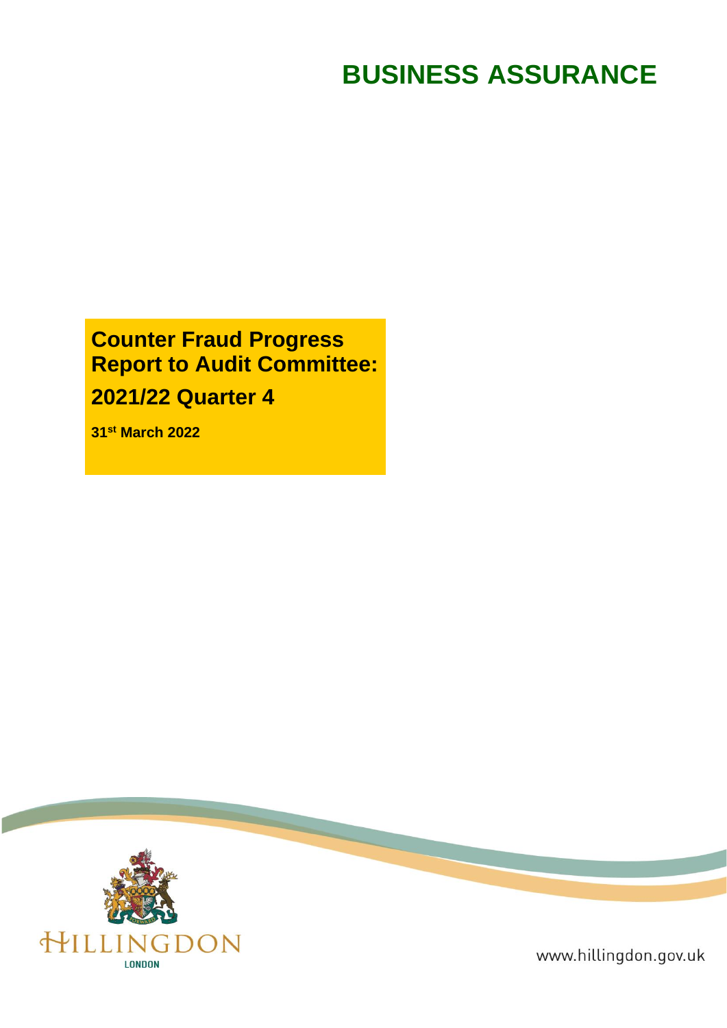# BUSINESS ASSURANCE

## Counter Fraud Progress Report to Audit Committee:

## 2021/22 Quarter 4

**31st March 2022**

HILLINGDON
LONDON

www.hillingdon.gov.uk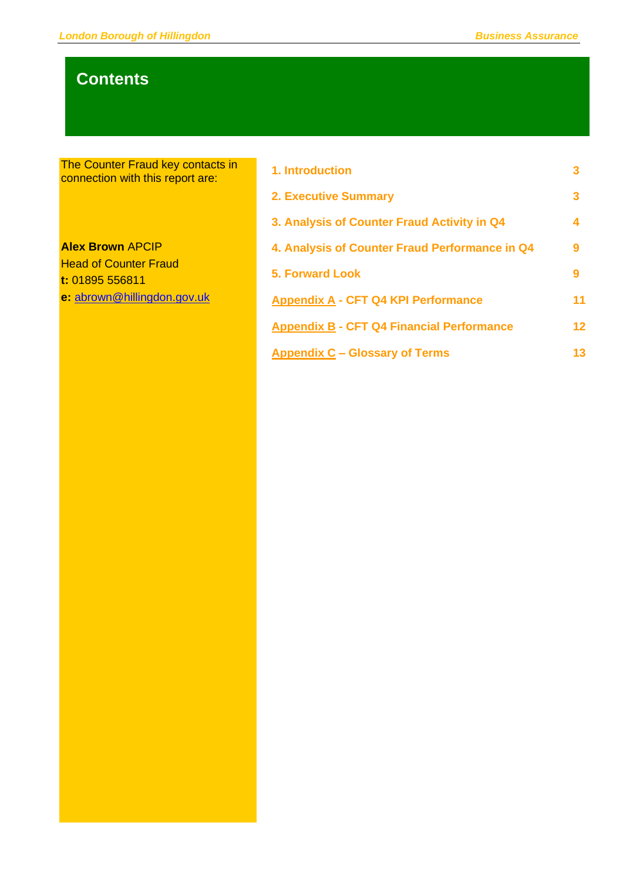# Contents

The Counter Fraud key contacts in connection with this report are:

**Alex Brown** APCIP
Head of Counter Fraud
**t:** 01895 556811
**e:** abrown@hillingdon.gov.uk

| | |
|---|---|
| **1. Introduction** | **3** |
| **2. Executive Summary** | **3** |
| **3. Analysis of Counter Fraud Activity in Q4** | **4** |
| **4. Analysis of Counter Fraud Performance in Q4** | **9** |
| **5. Forward Look** | **9** |
| **Appendix A - CFT Q4 KPI Performance** | **11** |
| **Appendix B - CFT Q4 Financial Performance** | **12** |
| **Appendix C – Glossary of Terms** | **13** |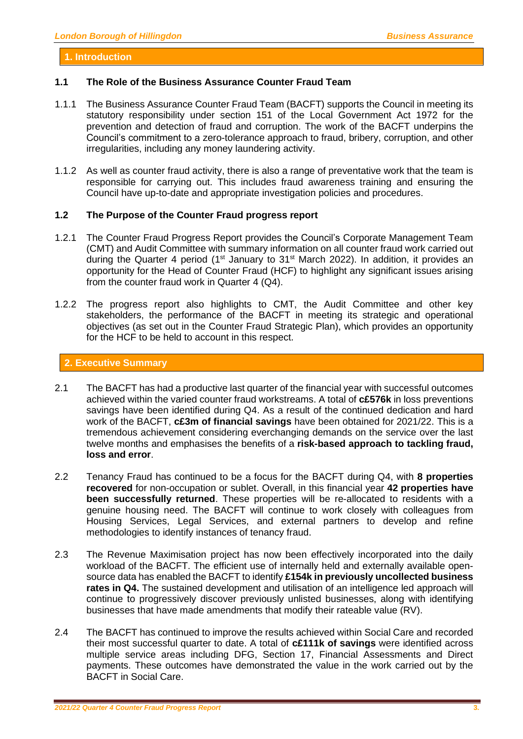## 1. Introduction

### 1.1 The Role of the Business Assurance Counter Fraud Team

1.1.1 The Business Assurance Counter Fraud Team (BACFT) supports the Council in meeting its statutory responsibility under section 151 of the Local Government Act 1972 for the prevention and detection of fraud and corruption. The work of the BACFT underpins the Council's commitment to a zero-tolerance approach to fraud, bribery, corruption, and other irregularities, including any money laundering activity.

1.1.2 As well as counter fraud activity, there is also a range of preventative work that the team is responsible for carrying out. This includes fraud awareness training and ensuring the Council have up-to-date and appropriate investigation policies and procedures.

### 1.2 The Purpose of the Counter Fraud progress report

1.2.1 The Counter Fraud Progress Report provides the Council's Corporate Management Team (CMT) and Audit Committee with summary information on all counter fraud work carried out during the Quarter 4 period (1st January to 31st March 2022). In addition, it provides an opportunity for the Head of Counter Fraud (HCF) to highlight any significant issues arising from the counter fraud work in Quarter 4 (Q4).

1.2.2 The progress report also highlights to CMT, the Audit Committee and other key stakeholders, the performance of the BACFT in meeting its strategic and operational objectives (as set out in the Counter Fraud Strategic Plan), which provides an opportunity for the HCF to be held to account in this respect.

## 2. Executive Summary

2.1 The BACFT has had a productive last quarter of the financial year with successful outcomes achieved within the varied counter fraud workstreams. A total of **c£576k** in loss preventions savings have been identified during Q4. As a result of the continued dedication and hard work of the BACFT, **c£3m of financial savings** have been obtained for 2021/22. This is a tremendous achievement considering everchanging demands on the service over the last twelve months and emphasises the benefits of a **risk-based approach to tackling fraud, loss and error**.

2.2 Tenancy Fraud has continued to be a focus for the BACFT during Q4, with **8 properties recovered** for non-occupation or sublet. Overall, in this financial year **42 properties have been successfully returned**. These properties will be re-allocated to residents with a genuine housing need. The BACFT will continue to work closely with colleagues from Housing Services, Legal Services, and external partners to develop and refine methodologies to identify instances of tenancy fraud.

2.3 The Revenue Maximisation project has now been effectively incorporated into the daily workload of the BACFT. The efficient use of internally held and externally available open-source data has enabled the BACFT to identify **£154k in previously uncollected business rates in Q4.** The sustained development and utilisation of an intelligence led approach will continue to progressively discover previously unlisted businesses, along with identifying businesses that have made amendments that modify their rateable value (RV).

2.4 The BACFT has continued to improve the results achieved within Social Care and recorded their most successful quarter to date. A total of **c£111k of savings** were identified across multiple service areas including DFG, Section 17, Financial Assessments and Direct payments. These outcomes have demonstrated the value in the work carried out by the BACFT in Social Care.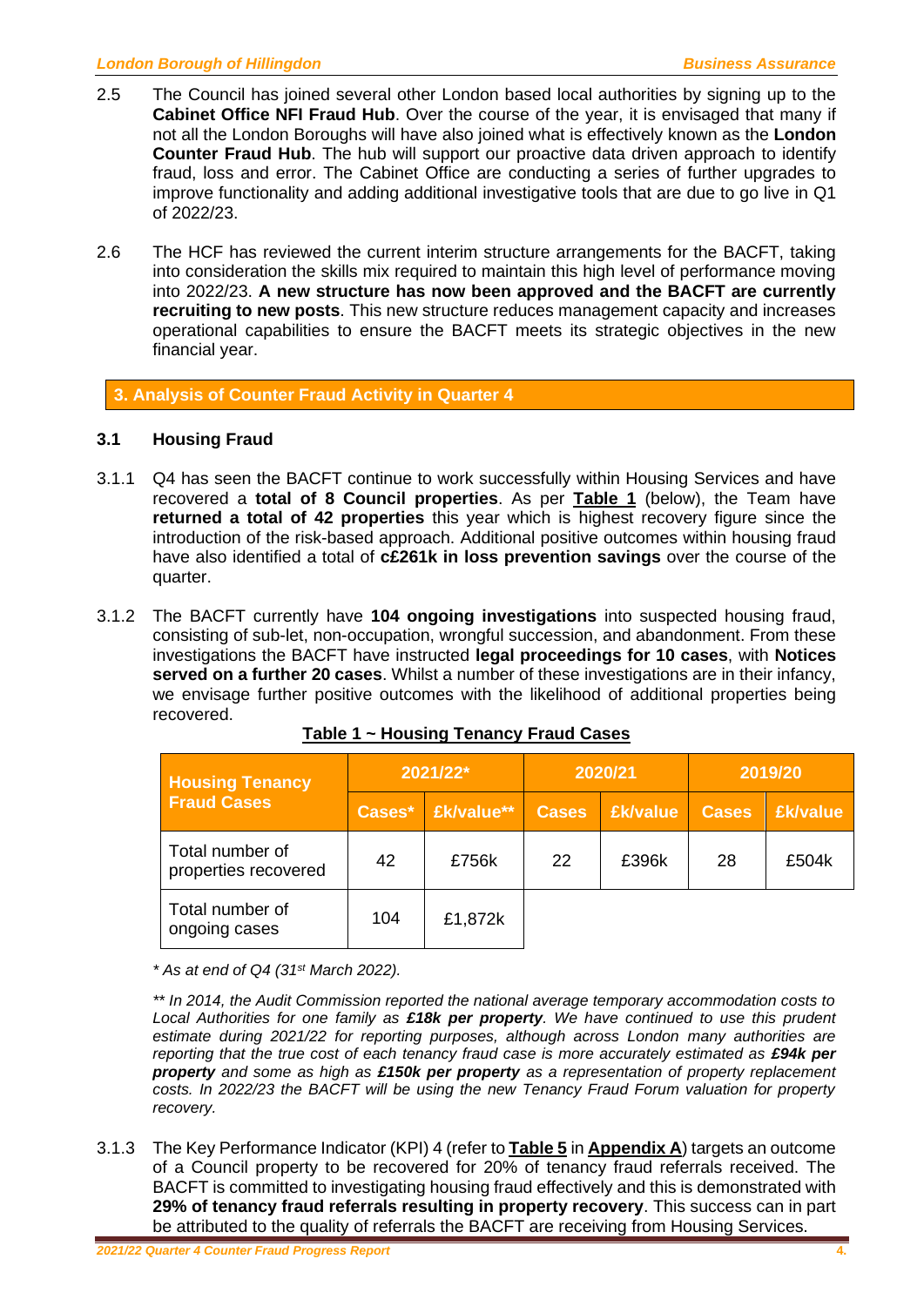2.5 The Council has joined several other London based local authorities by signing up to the **Cabinet Office NFI Fraud Hub**. Over the course of the year, it is envisaged that many if not all the London Boroughs will have also joined what is effectively known as the **London Counter Fraud Hub**. The hub will support our proactive data driven approach to identify fraud, loss and error. The Cabinet Office are conducting a series of further upgrades to improve functionality and adding additional investigative tools that are due to go live in Q1 of 2022/23.

2.6 The HCF has reviewed the current interim structure arrangements for the BACFT, taking into consideration the skills mix required to maintain this high level of performance moving into 2022/23. **A new structure has now been approved and the BACFT are currently recruiting to new posts**. This new structure reduces management capacity and increases operational capabilities to ensure the BACFT meets its strategic objectives in the new financial year.

## 3. Analysis of Counter Fraud Activity in Quarter 4

### 3.1 Housing Fraud

3.1.1 Q4 has seen the BACFT continue to work successfully within Housing Services and have recovered a **total of 8 Council properties**. As per **Table 1** (below), the Team have **returned a total of 42 properties** this year which is highest recovery figure since the introduction of the risk-based approach. Additional positive outcomes within housing fraud have also identified a total of **c£261k in loss prevention savings** over the course of the quarter.

3.1.2 The BACFT currently have **104 ongoing investigations** into suspected housing fraud, consisting of sub-let, non-occupation, wrongful succession, and abandonment. From these investigations the BACFT have instructed **legal proceedings for 10 cases**, with **Notices served on a further 20 cases**. Whilst a number of these investigations are in their infancy, we envisage further positive outcomes with the likelihood of additional properties being recovered.

**Table 1 ~ Housing Tenancy Fraud Cases**

| Housing Tenancy Fraud Cases | 2021/22* | | 2020/21 | | 2019/20 | |
|---|---|---|---|---|---|---|
| | Cases* | £k/value** | Cases | £k/value | Cases | £k/value |
| Total number of properties recovered | 42 | £756k | 22 | £396k | 28 | £504k |
| Total number of ongoing cases | 104 | £1,872k | | | | |

*\* As at end of Q4 (31st March 2022).*

*\*\* In 2014, the Audit Commission reported the national average temporary accommodation costs to Local Authorities for one family as **£18k per property**. We have continued to use this prudent estimate during 2021/22 for reporting purposes, although across London many authorities are reporting that the true cost of each tenancy fraud case is more accurately estimated as **£94k per property** and some as high as **£150k per property** as a representation of property replacement costs. In 2022/23 the BACFT will be using the new Tenancy Fraud Forum valuation for property recovery.*

3.1.3 The Key Performance Indicator (KPI) 4 (refer to **Table 5** in **Appendix A**) targets an outcome of a Council property to be recovered for 20% of tenancy fraud referrals received. The BACFT is committed to investigating housing fraud effectively and this is demonstrated with **29% of tenancy fraud referrals resulting in property recovery**. This success can in part be attributed to the quality of referrals the BACFT are receiving from Housing Services.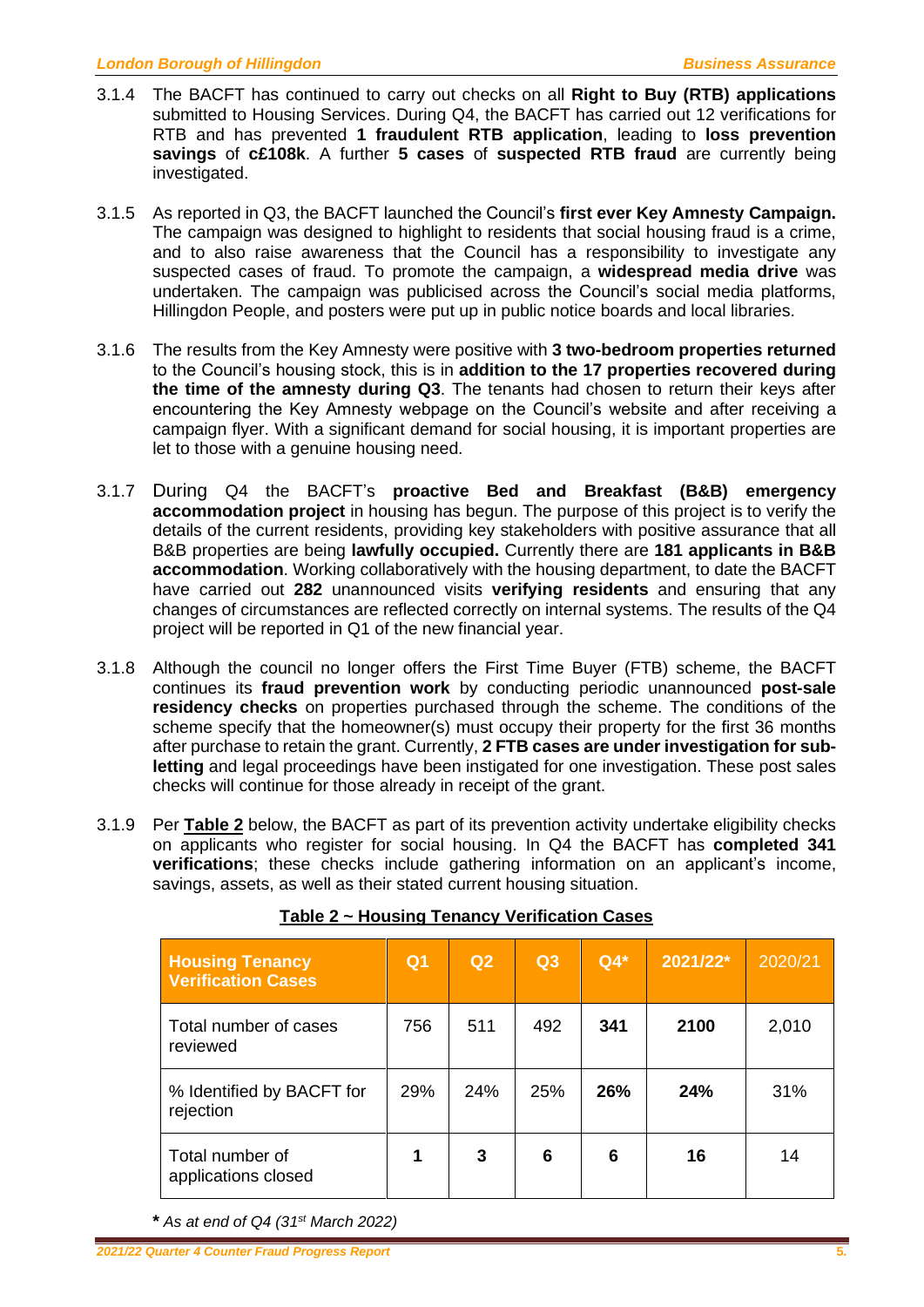3.1.4 The BACFT has continued to carry out checks on all **Right to Buy (RTB) applications** submitted to Housing Services. During Q4, the BACFT has carried out 12 verifications for RTB and has prevented **1 fraudulent RTB application**, leading to **loss prevention savings** of **c£108k**. A further **5 cases** of **suspected RTB fraud** are currently being investigated.

3.1.5 As reported in Q3, the BACFT launched the Council's **first ever Key Amnesty Campaign.** The campaign was designed to highlight to residents that social housing fraud is a crime, and to also raise awareness that the Council has a responsibility to investigate any suspected cases of fraud. To promote the campaign, a **widespread media drive** was undertaken. The campaign was publicised across the Council's social media platforms, Hillingdon People, and posters were put up in public notice boards and local libraries.

3.1.6 The results from the Key Amnesty were positive with **3 two-bedroom properties returned** to the Council's housing stock, this is in **addition to the 17 properties recovered during the time of the amnesty during Q3**. The tenants had chosen to return their keys after encountering the Key Amnesty webpage on the Council's website and after receiving a campaign flyer. With a significant demand for social housing, it is important properties are let to those with a genuine housing need.

3.1.7 During Q4 the BACFT's **proactive Bed and Breakfast (B&B) emergency accommodation project** in housing has begun. The purpose of this project is to verify the details of the current residents, providing key stakeholders with positive assurance that all B&B properties are being **lawfully occupied.** Currently there are **181 applicants in B&B accommodation**. Working collaboratively with the housing department, to date the BACFT have carried out **282** unannounced visits **verifying residents** and ensuring that any changes of circumstances are reflected correctly on internal systems. The results of the Q4 project will be reported in Q1 of the new financial year.

3.1.8 Although the council no longer offers the First Time Buyer (FTB) scheme, the BACFT continues its **fraud prevention work** by conducting periodic unannounced **post-sale residency checks** on properties purchased through the scheme. The conditions of the scheme specify that the homeowner(s) must occupy their property for the first 36 months after purchase to retain the grant. Currently, **2 FTB cases are under investigation for sub-letting** and legal proceedings have been instigated for one investigation. These post sales checks will continue for those already in receipt of the grant.

3.1.9 Per **Table 2** below, the BACFT as part of its prevention activity undertake eligibility checks on applicants who register for social housing. In Q4 the BACFT has **completed 341 verifications**; these checks include gathering information on an applicant's income, savings, assets, as well as their stated current housing situation.

**Table 2 ~ Housing Tenancy Verification Cases**

| Housing Tenancy Verification Cases | Q1 | Q2 | Q3 | Q4* | 2021/22* | 2020/21 |
|---|---|---|---|---|---|---|
| Total number of cases reviewed | 756 | 511 | 492 | **341** | **2100** | 2,010 |
| % Identified by BACFT for rejection | 29% | 24% | 25% | **26%** | **24%** | 31% |
| Total number of applications closed | **1** | **3** | **6** | **6** | **16** | 14 |

***** *As at end of Q4 (31st March 2022)*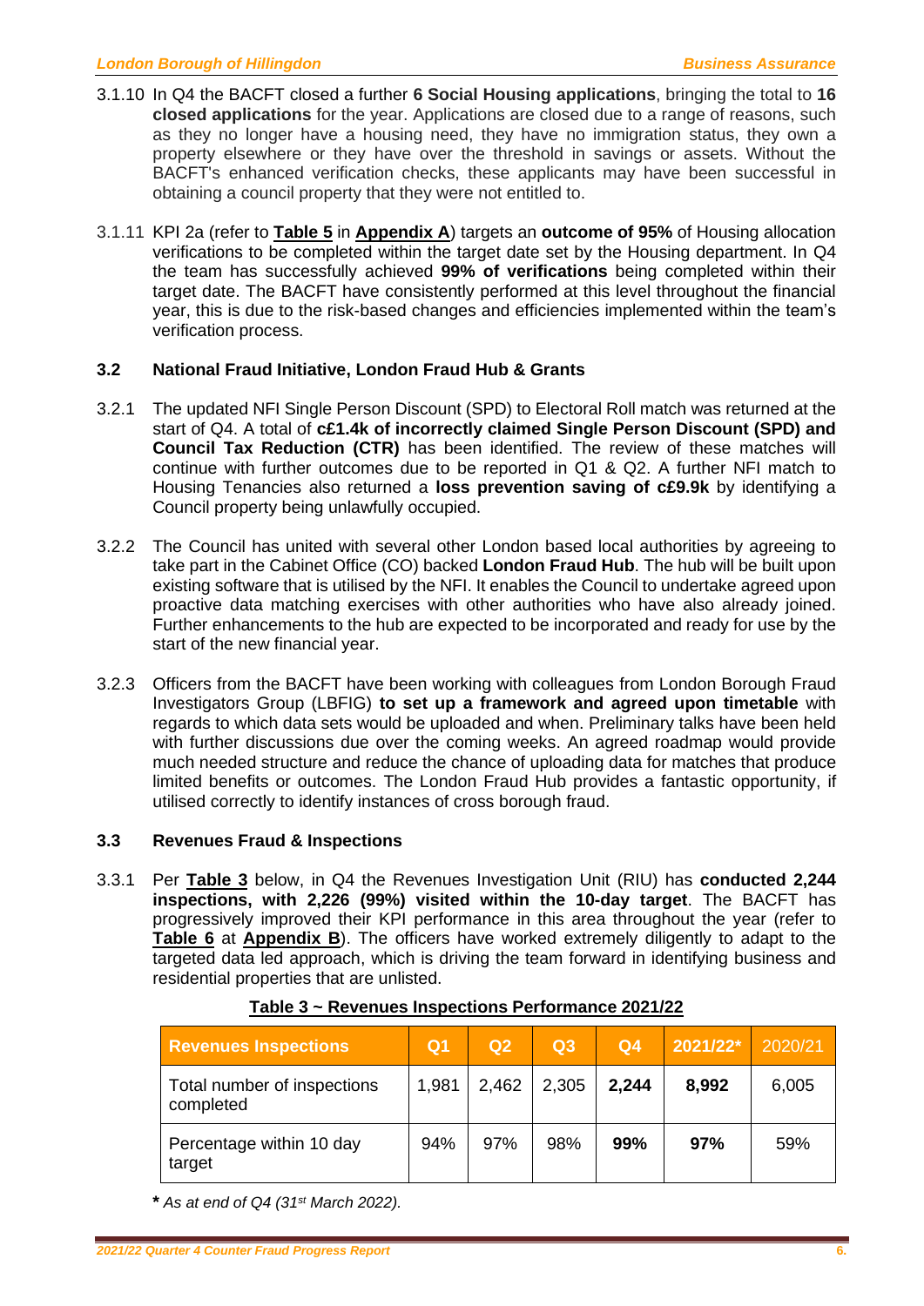3.1.10 In Q4 the BACFT closed a further **6 Social Housing applications**, bringing the total to **16 closed applications** for the year. Applications are closed due to a range of reasons, such as they no longer have a housing need, they have no immigration status, they own a property elsewhere or they have over the threshold in savings or assets. Without the BACFT's enhanced verification checks, these applicants may have been successful in obtaining a council property that they were not entitled to.

3.1.11 KPI 2a (refer to **Table 5** in **Appendix A**) targets an **outcome of 95%** of Housing allocation verifications to be completed within the target date set by the Housing department. In Q4 the team has successfully achieved **99% of verifications** being completed within their target date. The BACFT have consistently performed at this level throughout the financial year, this is due to the risk-based changes and efficiencies implemented within the team's verification process.

### 3.2 National Fraud Initiative, London Fraud Hub & Grants

3.2.1 The updated NFI Single Person Discount (SPD) to Electoral Roll match was returned at the start of Q4. A total of **c£1.4k of incorrectly claimed Single Person Discount (SPD) and Council Tax Reduction (CTR)** has been identified. The review of these matches will continue with further outcomes due to be reported in Q1 & Q2. A further NFI match to Housing Tenancies also returned a **loss prevention saving of c£9.9k** by identifying a Council property being unlawfully occupied.

3.2.2 The Council has united with several other London based local authorities by agreeing to take part in the Cabinet Office (CO) backed **London Fraud Hub**. The hub will be built upon existing software that is utilised by the NFI. It enables the Council to undertake agreed upon proactive data matching exercises with other authorities who have also already joined. Further enhancements to the hub are expected to be incorporated and ready for use by the start of the new financial year.

3.2.3 Officers from the BACFT have been working with colleagues from London Borough Fraud Investigators Group (LBFIG) **to set up a framework and agreed upon timetable** with regards to which data sets would be uploaded and when. Preliminary talks have been held with further discussions due over the coming weeks. An agreed roadmap would provide much needed structure and reduce the chance of uploading data for matches that produce limited benefits or outcomes. The London Fraud Hub provides a fantastic opportunity, if utilised correctly to identify instances of cross borough fraud.

### 3.3 Revenues Fraud & Inspections

3.3.1 Per **Table 3** below, in Q4 the Revenues Investigation Unit (RIU) has **conducted 2,244 inspections, with 2,226 (99%) visited within the 10-day target**. The BACFT has progressively improved their KPI performance in this area throughout the year (refer to **Table 6** at **Appendix B**). The officers have worked extremely diligently to adapt to the targeted data led approach, which is driving the team forward in identifying business and residential properties that are unlisted.

**Table 3 ~ Revenues Inspections Performance 2021/22**

| Revenues Inspections | Q1 | Q2 | Q3 | Q4 | 2021/22* | 2020/21 |
|---|---|---|---|---|---|---|
| Total number of inspections completed | 1,981 | 2,462 | 2,305 | **2,244** | **8,992** | 6,005 |
| Percentage within 10 day target | 94% | 97% | 98% | **99%** | **97%** | 59% |

***** *As at end of Q4 (31st March 2022).*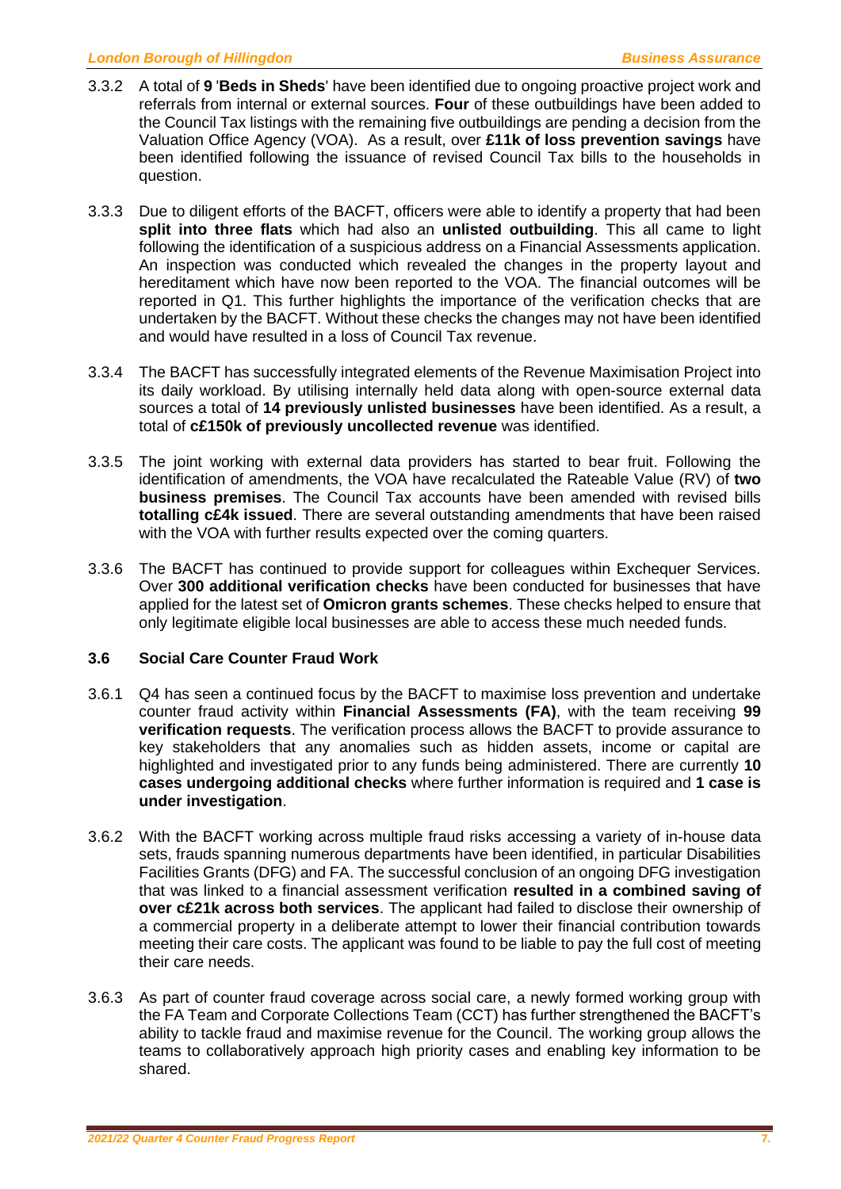3.3.2 A total of **9** '**Beds in Sheds**' have been identified due to ongoing proactive project work and referrals from internal or external sources. **Four** of these outbuildings have been added to the Council Tax listings with the remaining five outbuildings are pending a decision from the Valuation Office Agency (VOA). As a result, over **£11k of loss prevention savings** have been identified following the issuance of revised Council Tax bills to the households in question.

3.3.3 Due to diligent efforts of the BACFT, officers were able to identify a property that had been **split into three flats** which had also an **unlisted outbuilding**. This all came to light following the identification of a suspicious address on a Financial Assessments application. An inspection was conducted which revealed the changes in the property layout and hereditament which have now been reported to the VOA. The financial outcomes will be reported in Q1. This further highlights the importance of the verification checks that are undertaken by the BACFT. Without these checks the changes may not have been identified and would have resulted in a loss of Council Tax revenue.

3.3.4 The BACFT has successfully integrated elements of the Revenue Maximisation Project into its daily workload. By utilising internally held data along with open-source external data sources a total of **14 previously unlisted businesses** have been identified. As a result, a total of **c£150k of previously uncollected revenue** was identified.

3.3.5 The joint working with external data providers has started to bear fruit. Following the identification of amendments, the VOA have recalculated the Rateable Value (RV) of **two business premises**. The Council Tax accounts have been amended with revised bills **totalling c£4k issued**. There are several outstanding amendments that have been raised with the VOA with further results expected over the coming quarters.

3.3.6 The BACFT has continued to provide support for colleagues within Exchequer Services. Over **300 additional verification checks** have been conducted for businesses that have applied for the latest set of **Omicron grants schemes**. These checks helped to ensure that only legitimate eligible local businesses are able to access these much needed funds.

### 3.6 Social Care Counter Fraud Work

3.6.1 Q4 has seen a continued focus by the BACFT to maximise loss prevention and undertake counter fraud activity within **Financial Assessments (FA)**, with the team receiving **99 verification requests**. The verification process allows the BACFT to provide assurance to key stakeholders that any anomalies such as hidden assets, income or capital are highlighted and investigated prior to any funds being administered. There are currently **10 cases undergoing additional checks** where further information is required and **1 case is under investigation**.

3.6.2 With the BACFT working across multiple fraud risks accessing a variety of in-house data sets, frauds spanning numerous departments have been identified, in particular Disabilities Facilities Grants (DFG) and FA. The successful conclusion of an ongoing DFG investigation that was linked to a financial assessment verification **resulted in a combined saving of over c£21k across both services**. The applicant had failed to disclose their ownership of a commercial property in a deliberate attempt to lower their financial contribution towards meeting their care costs. The applicant was found to be liable to pay the full cost of meeting their care needs.

3.6.3 As part of counter fraud coverage across social care, a newly formed working group with the FA Team and Corporate Collections Team (CCT) has further strengthened the BACFT's ability to tackle fraud and maximise revenue for the Council. The working group allows the teams to collaboratively approach high priority cases and enabling key information to be shared.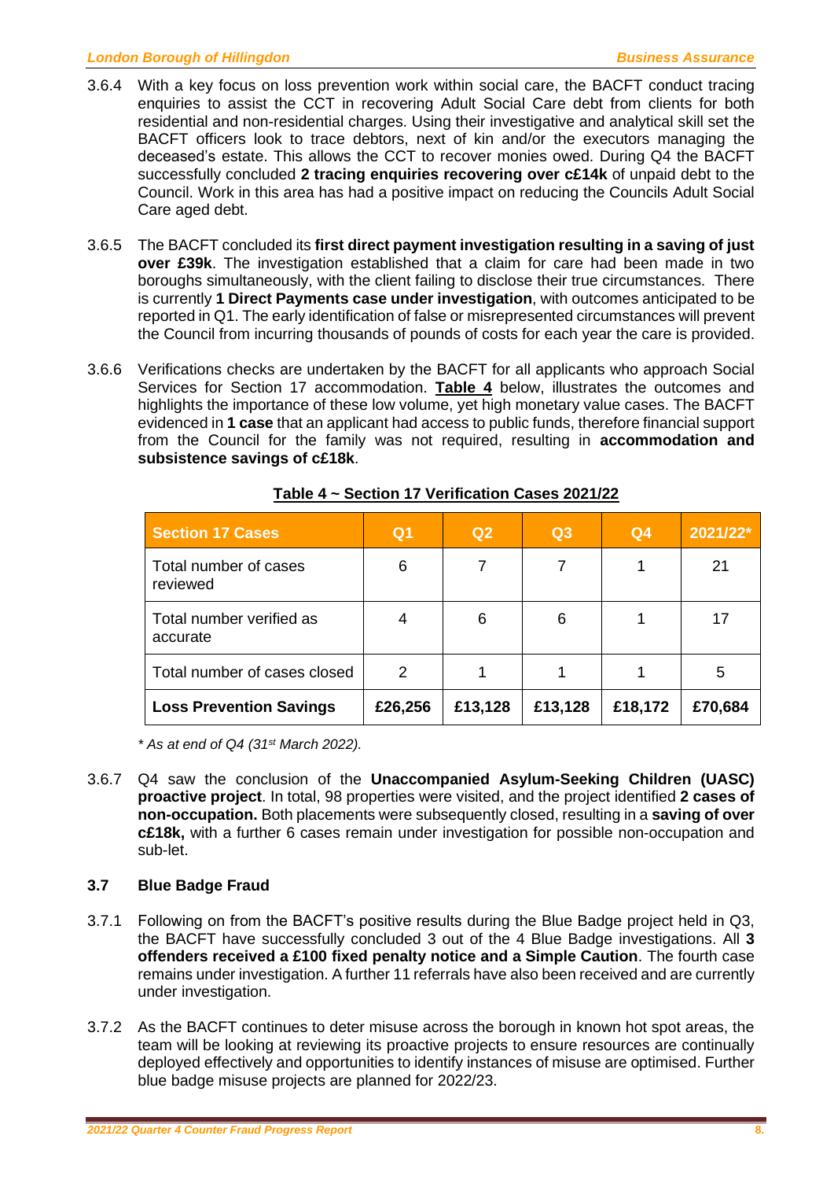3.6.4 With a key focus on loss prevention work within social care, the BACFT conduct tracing enquiries to assist the CCT in recovering Adult Social Care debt from clients for both residential and non-residential charges. Using their investigative and analytical skill set the BACFT officers look to trace debtors, next of kin and/or the executors managing the deceased's estate. This allows the CCT to recover monies owed. During Q4 the BACFT successfully concluded **2 tracing enquiries recovering over c£14k** of unpaid debt to the Council. Work in this area has had a positive impact on reducing the Councils Adult Social Care aged debt.

3.6.5 The BACFT concluded its **first direct payment investigation resulting in a saving of just over £39k**. The investigation established that a claim for care had been made in two boroughs simultaneously, with the client failing to disclose their true circumstances. There is currently **1 Direct Payments case under investigation**, with outcomes anticipated to be reported in Q1. The early identification of false or misrepresented circumstances will prevent the Council from incurring thousands of pounds of costs for each year the care is provided.

3.6.6 Verifications checks are undertaken by the BACFT for all applicants who approach Social Services for Section 17 accommodation. **Table 4** below, illustrates the outcomes and highlights the importance of these low volume, yet high monetary value cases. The BACFT evidenced in **1 case** that an applicant had access to public funds, therefore financial support from the Council for the family was not required, resulting in **accommodation and subsistence savings of c£18k**.

**Table 4 ~ Section 17 Verification Cases 2021/22**

| Section 17 Cases | Q1 | Q2 | Q3 | Q4 | 2021/22* |
|---|---|---|---|---|---|
| Total number of cases reviewed | 6 | 7 | 7 | 1 | 21 |
| Total number verified as accurate | 4 | 6 | 6 | 1 | 17 |
| Total number of cases closed | 2 | 1 | 1 | 1 | 5 |
| **Loss Prevention Savings** | **£26,256** | **£13,128** | **£13,128** | **£18,172** | **£70,684** |

*\* As at end of Q4 (31st March 2022).*

3.6.7 Q4 saw the conclusion of the **Unaccompanied Asylum-Seeking Children (UASC) proactive project**. In total, 98 properties were visited, and the project identified **2 cases of non-occupation.** Both placements were subsequently closed, resulting in a **saving of over c£18k,** with a further 6 cases remain under investigation for possible non-occupation and sub-let.

### 3.7 Blue Badge Fraud

3.7.1 Following on from the BACFT's positive results during the Blue Badge project held in Q3, the BACFT have successfully concluded 3 out of the 4 Blue Badge investigations. All **3 offenders received a £100 fixed penalty notice and a Simple Caution**. The fourth case remains under investigation. A further 11 referrals have also been received and are currently under investigation.

3.7.2 As the BACFT continues to deter misuse across the borough in known hot spot areas, the team will be looking at reviewing its proactive projects to ensure resources are continually deployed effectively and opportunities to identify instances of misuse are optimised. Further blue badge misuse projects are planned for 2022/23.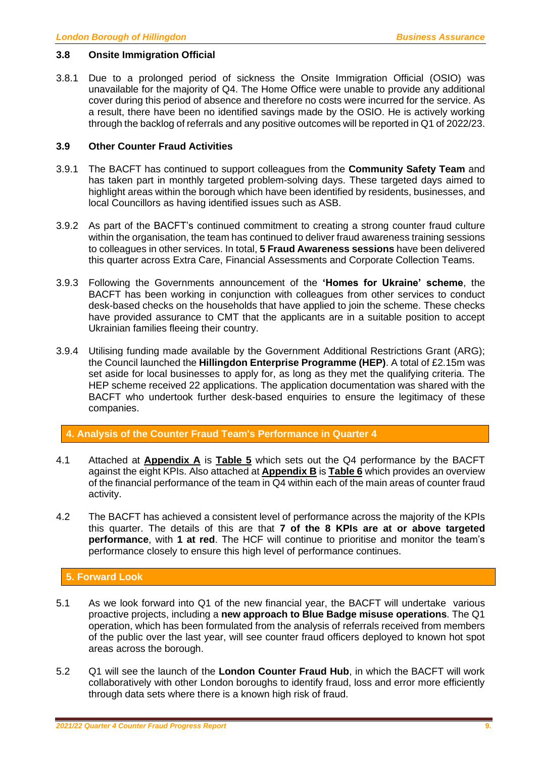### 3.8 Onsite Immigration Official

3.8.1 Due to a prolonged period of sickness the Onsite Immigration Official (OSIO) was unavailable for the majority of Q4. The Home Office were unable to provide any additional cover during this period of absence and therefore no costs were incurred for the service. As a result, there have been no identified savings made by the OSIO. He is actively working through the backlog of referrals and any positive outcomes will be reported in Q1 of 2022/23.

### 3.9 Other Counter Fraud Activities

3.9.1 The BACFT has continued to support colleagues from the **Community Safety Team** and has taken part in monthly targeted problem-solving days. These targeted days aimed to highlight areas within the borough which have been identified by residents, businesses, and local Councillors as having identified issues such as ASB.

3.9.2 As part of the BACFT's continued commitment to creating a strong counter fraud culture within the organisation, the team has continued to deliver fraud awareness training sessions to colleagues in other services. In total, **5 Fraud Awareness sessions** have been delivered this quarter across Extra Care, Financial Assessments and Corporate Collection Teams.

3.9.3 Following the Governments announcement of the **'Homes for Ukraine' scheme**, the BACFT has been working in conjunction with colleagues from other services to conduct desk-based checks on the households that have applied to join the scheme. These checks have provided assurance to CMT that the applicants are in a suitable position to accept Ukrainian families fleeing their country.

3.9.4 Utilising funding made available by the Government Additional Restrictions Grant (ARG); the Council launched the **Hillingdon Enterprise Programme (HEP)**. A total of £2.15m was set aside for local businesses to apply for, as long as they met the qualifying criteria. The HEP scheme received 22 applications. The application documentation was shared with the BACFT who undertook further desk-based enquiries to ensure the legitimacy of these companies.

## 4. Analysis of the Counter Fraud Team's Performance in Quarter 4

4.1 Attached at **Appendix A** is **Table 5** which sets out the Q4 performance by the BACFT against the eight KPIs. Also attached at **Appendix B** is **Table 6** which provides an overview of the financial performance of the team in Q4 within each of the main areas of counter fraud activity.

4.2 The BACFT has achieved a consistent level of performance across the majority of the KPIs this quarter. The details of this are that **7 of the 8 KPIs are at or above targeted performance**, with **1 at red**. The HCF will continue to prioritise and monitor the team's performance closely to ensure this high level of performance continues.

## 5. Forward Look

5.1 As we look forward into Q1 of the new financial year, the BACFT will undertake various proactive projects, including a **new approach to Blue Badge misuse operations**. The Q1 operation, which has been formulated from the analysis of referrals received from members of the public over the last year, will see counter fraud officers deployed to known hot spot areas across the borough.

5.2 Q1 will see the launch of the **London Counter Fraud Hub**, in which the BACFT will work collaboratively with other London boroughs to identify fraud, loss and error more efficiently through data sets where there is a known high risk of fraud.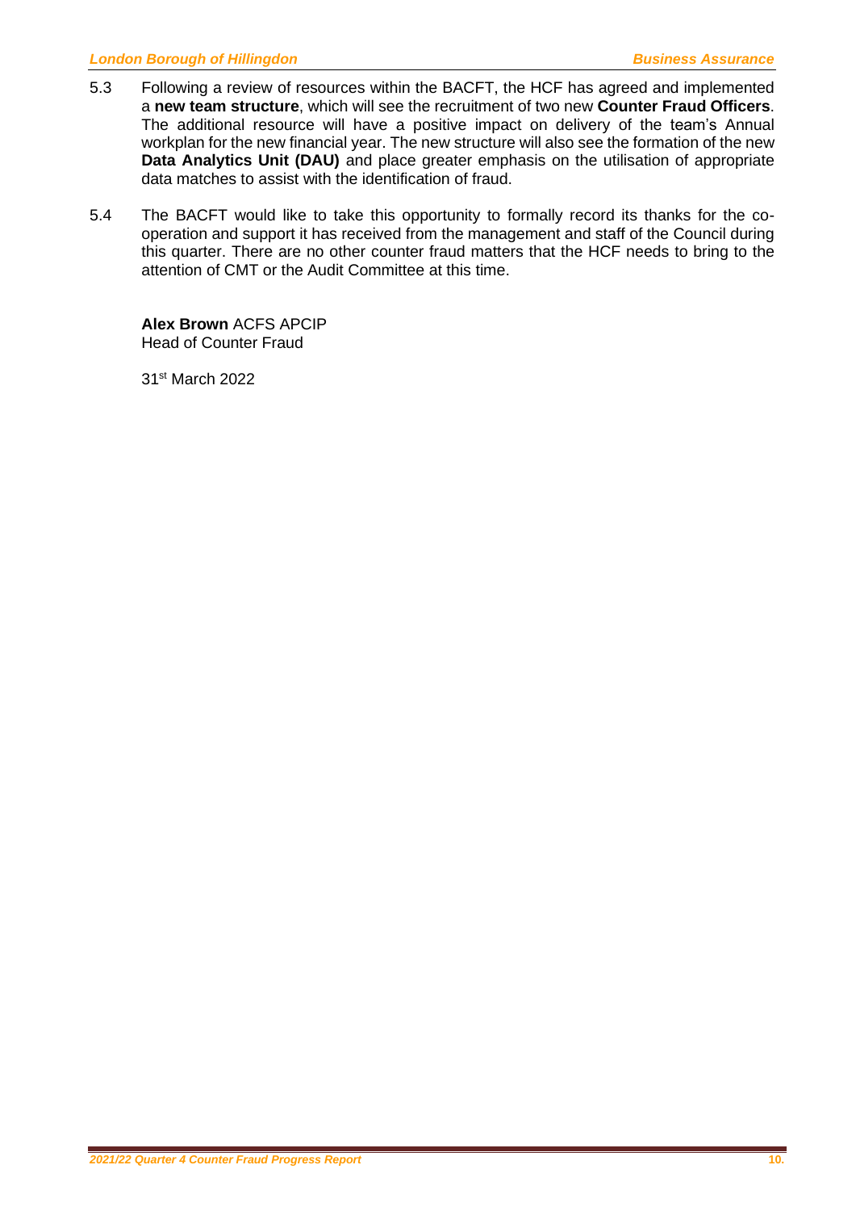5.3 Following a review of resources within the BACFT, the HCF has agreed and implemented a **new team structure**, which will see the recruitment of two new **Counter Fraud Officers**. The additional resource will have a positive impact on delivery of the team's Annual workplan for the new financial year. The new structure will also see the formation of the new **Data Analytics Unit (DAU)** and place greater emphasis on the utilisation of appropriate data matches to assist with the identification of fraud.

5.4 The BACFT would like to take this opportunity to formally record its thanks for the co-operation and support it has received from the management and staff of the Council during this quarter. There are no other counter fraud matters that the HCF needs to bring to the attention of CMT or the Audit Committee at this time.

**Alex Brown** ACFS APCIP
Head of Counter Fraud

31st March 2022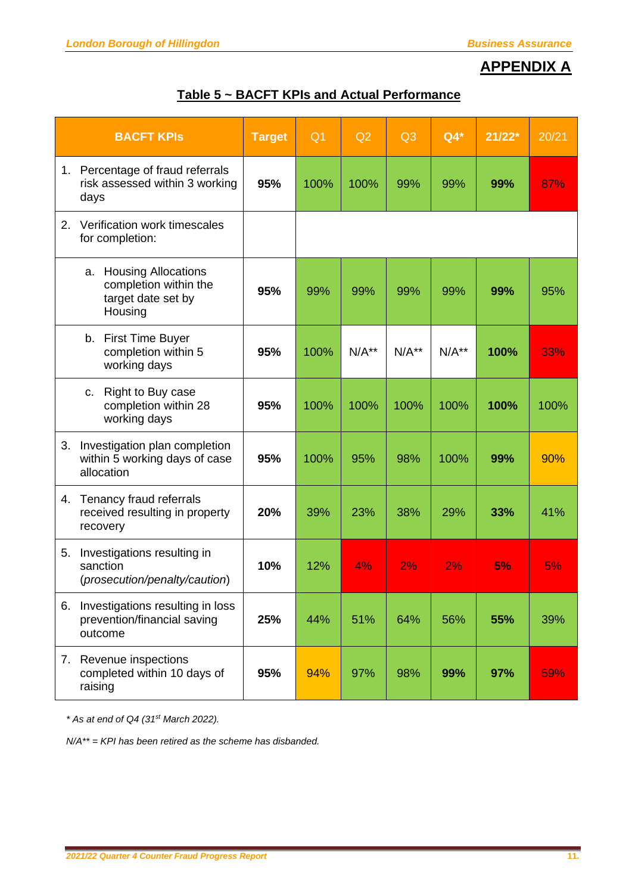## APPENDIX A

### Table 5 ~ BACFT KPIs and Actual Performance

| BACFT KPIs | Target | Q1 | Q2 | Q3 | Q4* | 21/22* | 20/21 |
|---|---|---|---|---|---|---|---|
| 1. Percentage of fraud referrals risk assessed within 3 working days | **95%** | 100% | 100% | 99% | 99% | **99%** | 87% |
| 2. Verification work timescales for completion: | | | | | | | |
| a. Housing Allocations completion within the target date set by Housing | **95%** | 99% | 99% | 99% | 99% | **99%** | 95% |
| b. First Time Buyer completion within 5 working days | **95%** | 100% | N/A** | N/A** | N/A** | **100%** | 33% |
| c. Right to Buy case completion within 28 working days | **95%** | 100% | 100% | 100% | 100% | **100%** | 100% |
| 3. Investigation plan completion within 5 working days of case allocation | **95%** | 100% | 95% | 98% | 100% | **99%** | 90% |
| 4. Tenancy fraud referrals received resulting in property recovery | **20%** | 39% | 23% | 38% | 29% | **33%** | 41% |
| 5. Investigations resulting in sanction (*prosecution/penalty/caution*) | **10%** | 12% | 4% | 2% | 2% | **5%** | 5% |
| 6. Investigations resulting in loss prevention/financial saving outcome | **25%** | 44% | 51% | 64% | 56% | **55%** | 39% |
| 7. Revenue inspections completed within 10 days of raising | **95%** | 94% | 97% | 98% | **99%** | **97%** | 59% |

*\* As at end of Q4 (31st March 2022).*

*N/A\*\* = KPI has been retired as the scheme has disbanded.*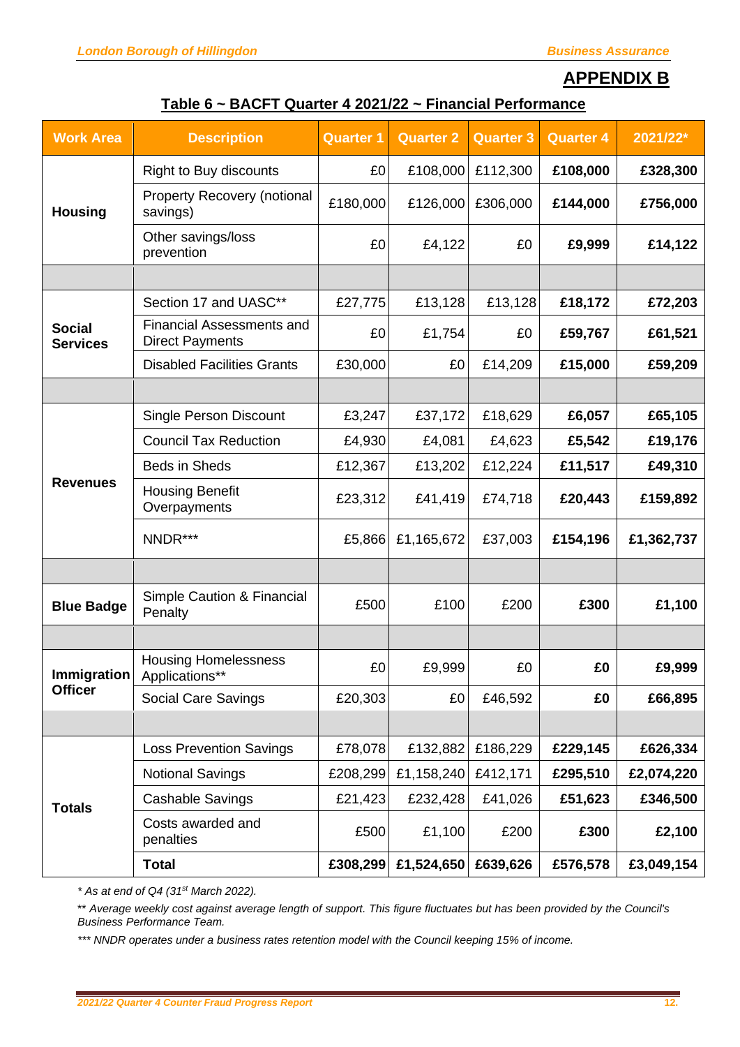## APPENDIX B

**Table 6 ~ BACFT Quarter 4 2021/22 ~ Financial Performance**

| Work Area | Description | Quarter 1 | Quarter 2 | Quarter 3 | Quarter 4 | 2021/22* |
|---|---|---|---|---|---|---|
| **Housing** | Right to Buy discounts | £0 | £108,000 | £112,300 | **£108,000** | **£328,300** |
| | Property Recovery (notional savings) | £180,000 | £126,000 | £306,000 | **£144,000** | **£756,000** |
| | Other savings/loss prevention | £0 | £4,122 | £0 | **£9,999** | **£14,122** |
| | | | | | | |
| **Social Services** | Section 17 and UASC** | £27,775 | £13,128 | £13,128 | **£18,172** | **£72,203** |
| | Financial Assessments and Direct Payments | £0 | £1,754 | £0 | **£59,767** | **£61,521** |
| | Disabled Facilities Grants | £30,000 | £0 | £14,209 | **£15,000** | **£59,209** |
| | | | | | | |
| **Revenues** | Single Person Discount | £3,247 | £37,172 | £18,629 | **£6,057** | **£65,105** |
| | Council Tax Reduction | £4,930 | £4,081 | £4,623 | **£5,542** | **£19,176** |
| | Beds in Sheds | £12,367 | £13,202 | £12,224 | **£11,517** | **£49,310** |
| | Housing Benefit Overpayments | £23,312 | £41,419 | £74,718 | **£20,443** | **£159,892** |
| | NNDR*** | £5,866 | £1,165,672 | £37,003 | **£154,196** | **£1,362,737** |
| | | | | | | |
| **Blue Badge** | Simple Caution & Financial Penalty | £500 | £100 | £200 | **£300** | **£1,100** |
| | | | | | | |
| **Immigration Officer** | Housing Homelessness Applications** | £0 | £9,999 | £0 | **£0** | **£9,999** |
| | Social Care Savings | £20,303 | £0 | £46,592 | **£0** | **£66,895** |
| | | | | | | |
| **Totals** | Loss Prevention Savings | £78,078 | £132,882 | £186,229 | **£229,145** | **£626,334** |
| | Notional Savings | £208,299 | £1,158,240 | £412,171 | **£295,510** | **£2,074,220** |
| | Cashable Savings | £21,423 | £232,428 | £41,026 | **£51,623** | **£346,500** |
| | Costs awarded and penalties | £500 | £1,100 | £200 | **£300** | **£2,100** |
| | **Total** | **£308,299** | **£1,524,650** | **£639,626** | **£576,578** | **£3,049,154** |

*\* As at end of Q4 (31st March 2022).*

*\*\* Average weekly cost against average length of support. This figure fluctuates but has been provided by the Council's Business Performance Team.*

*\*\*\* NNDR operates under a business rates retention model with the Council keeping 15% of income.*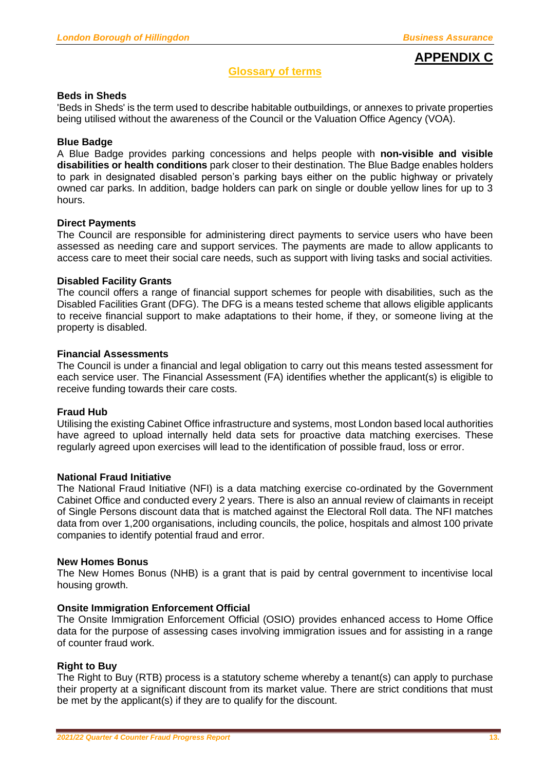# APPENDIX C

## Glossary of terms

**Beds in Sheds**
'Beds in Sheds' is the term used to describe habitable outbuildings, or annexes to private properties being utilised without the awareness of the Council or the Valuation Office Agency (VOA).

**Blue Badge**
A Blue Badge provides parking concessions and helps people with **non-visible and visible disabilities or health conditions** park closer to their destination. The Blue Badge enables holders to park in designated disabled person's parking bays either on the public highway or privately owned car parks. In addition, badge holders can park on single or double yellow lines for up to 3 hours.

**Direct Payments**
The Council are responsible for administering direct payments to service users who have been assessed as needing care and support services. The payments are made to allow applicants to access care to meet their social care needs, such as support with living tasks and social activities.

**Disabled Facility Grants**
The council offers a range of financial support schemes for people with disabilities, such as the Disabled Facilities Grant (DFG). The DFG is a means tested scheme that allows eligible applicants to receive financial support to make adaptations to their home, if they, or someone living at the property is disabled.

**Financial Assessments**
The Council is under a financial and legal obligation to carry out this means tested assessment for each service user. The Financial Assessment (FA) identifies whether the applicant(s) is eligible to receive funding towards their care costs.

**Fraud Hub**
Utilising the existing Cabinet Office infrastructure and systems, most London based local authorities have agreed to upload internally held data sets for proactive data matching exercises. These regularly agreed upon exercises will lead to the identification of possible fraud, loss or error.

**National Fraud Initiative**
The National Fraud Initiative (NFI) is a data matching exercise co-ordinated by the Government Cabinet Office and conducted every 2 years. There is also an annual review of claimants in receipt of Single Persons discount data that is matched against the Electoral Roll data. The NFI matches data from over 1,200 organisations, including councils, the police, hospitals and almost 100 private companies to identify potential fraud and error.

**New Homes Bonus**
The New Homes Bonus (NHB) is a grant that is paid by central government to incentivise local housing growth.

**Onsite Immigration Enforcement Official**
The Onsite Immigration Enforcement Official (OSIO) provides enhanced access to Home Office data for the purpose of assessing cases involving immigration issues and for assisting in a range of counter fraud work.

**Right to Buy**
The Right to Buy (RTB) process is a statutory scheme whereby a tenant(s) can apply to purchase their property at a significant discount from its market value. There are strict conditions that must be met by the applicant(s) if they are to qualify for the discount.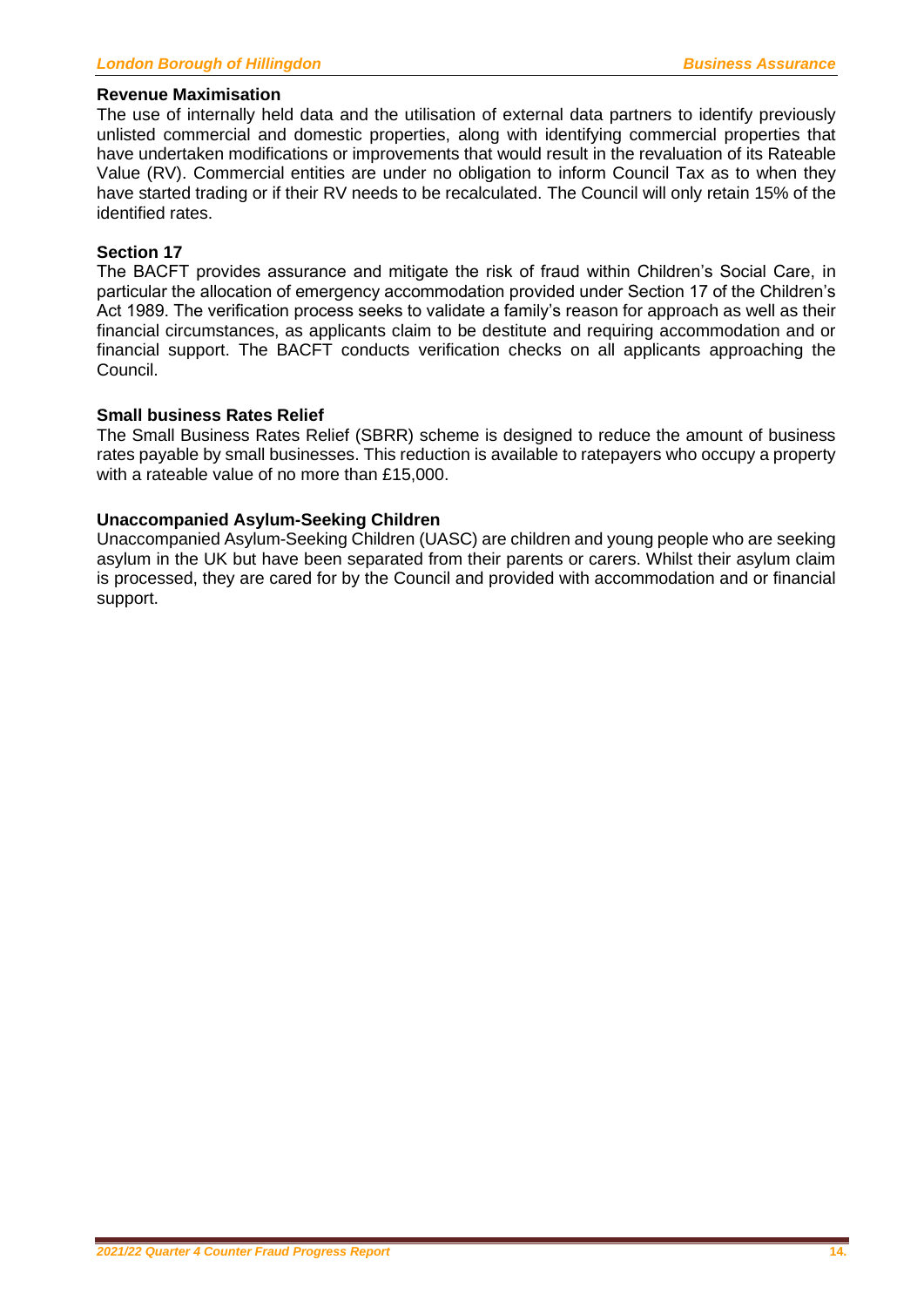**Revenue Maximisation**
The use of internally held data and the utilisation of external data partners to identify previously unlisted commercial and domestic properties, along with identifying commercial properties that have undertaken modifications or improvements that would result in the revaluation of its Rateable Value (RV). Commercial entities are under no obligation to inform Council Tax as to when they have started trading or if their RV needs to be recalculated. The Council will only retain 15% of the identified rates.

**Section 17**
The BACFT provides assurance and mitigate the risk of fraud within Children's Social Care, in particular the allocation of emergency accommodation provided under Section 17 of the Children's Act 1989. The verification process seeks to validate a family's reason for approach as well as their financial circumstances, as applicants claim to be destitute and requiring accommodation and or financial support. The BACFT conducts verification checks on all applicants approaching the Council.

**Small business Rates Relief**
The Small Business Rates Relief (SBRR) scheme is designed to reduce the amount of business rates payable by small businesses. This reduction is available to ratepayers who occupy a property with a rateable value of no more than £15,000.

**Unaccompanied Asylum-Seeking Children**
Unaccompanied Asylum-Seeking Children (UASC) are children and young people who are seeking asylum in the UK but have been separated from their parents or carers. Whilst their asylum claim is processed, they are cared for by the Council and provided with accommodation and or financial support.